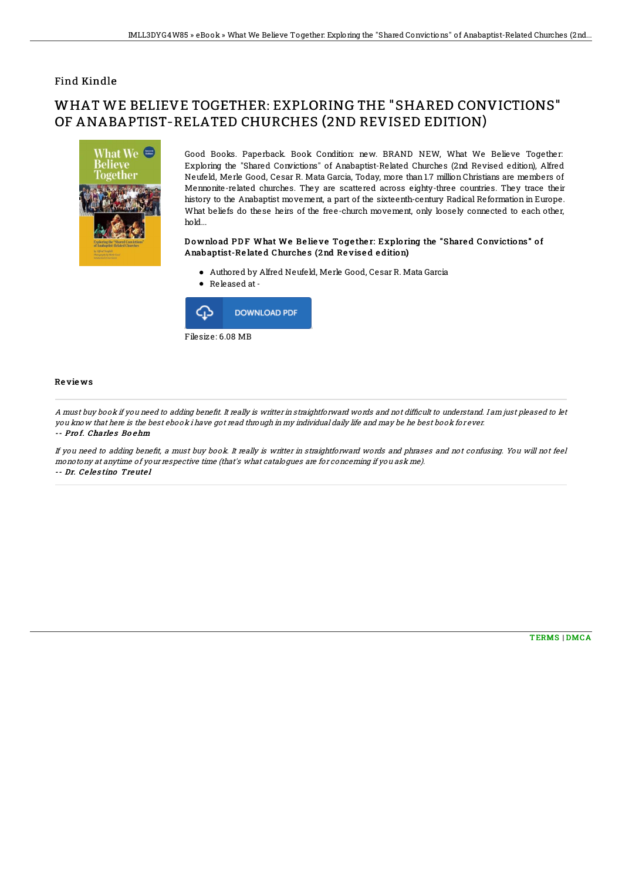Find Kindle

# WHAT WE BELIEVE TOGETHER: EXPLORING THE "SHARED CONVICTIONS" OF ANABAPTIST-RELATED CHURCHES (2ND REVISED EDITION)

Good Books. Paperback. Book Condition: new. BRAND NEW, What We Believe Together: Exploring the "Shared Convictions" of Anabaptist-Related Churches (2nd Revised edition), Alfred Neufeld, Merle Good, Cesar R. Mata Garcia, Today, more than 1.7 million Christians are members of Mennonite-related churches. They are scattered across eighty-three countries. They trace their history to the Anabaptist movement, a part of the sixteenth-century Radical Reformation in Europe. What beliefs do these heirs of the free-church movement, only loosely connected to each other, hold...

### Download PDF What We Believe Together: Exploring the "Shared Convictions" of Anabaptist-Related Churches (2nd Revised edition)

- Authored by Alfred Neufeld, Merle Good, Cesar R. Mata Garcia
- Released at -

Filesize: 6.08 MB

## Reviews

*A must buy book if you need to adding benefit. It really is writter in straightforward words and not difficult to understand. I am just pleased to let you know that here is the best ebook i have got read through in my individual daily life and may be he best book for ever.*

*-- Prof. Charles Boehm*

*If you need to adding benefit, a must buy book. It really is writter in straightforward words and phrases and not confusing. You will not feel monotony at anytime of your respective time (that's what catalogues are for concerning if you ask me).*

*-- Dr. Celestino Treutel*

TERMS | DMCA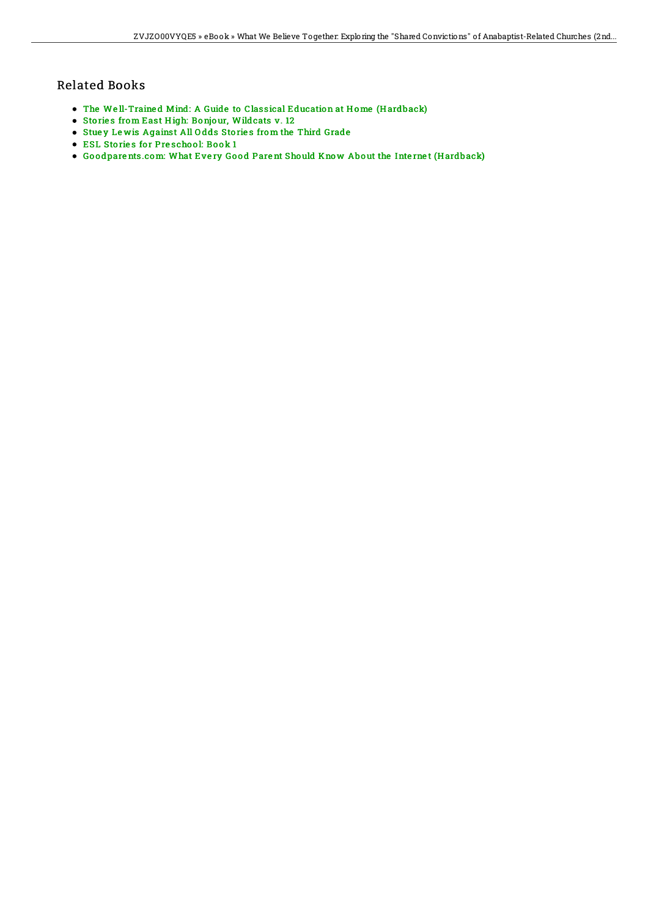## Related Books

- The Well-Trained Mind: A Guide to Classical Education at Home (Hardback)
- Stories from East High: Bonjour, Wildcats v. 12
- Stuey Lewis Against All Odds Stories from the Third Grade
- ESL Stories for Preschool: Book 1
- Goodparents.com: What Every Good Parent Should Know About the Internet (Hardback)